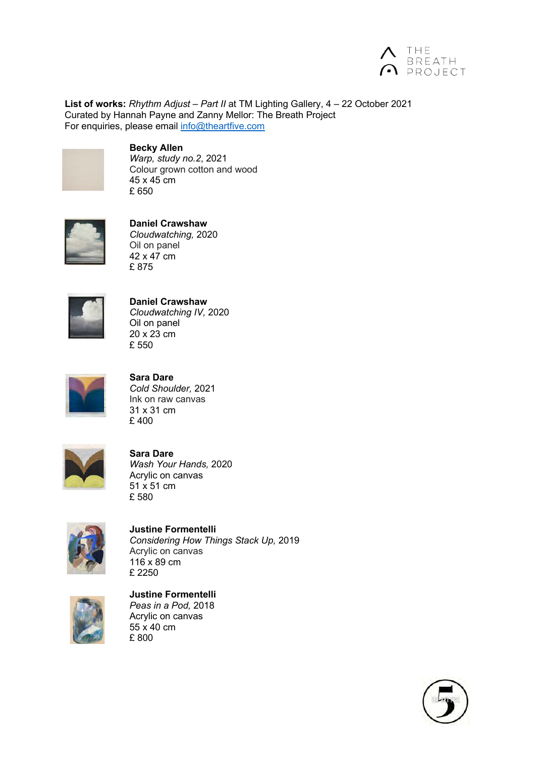**List of works:** *Rhythm Adjust – Part II* at TM Lighting Gallery, 4 – 22 October 2021
Curated by Hannah Payne and Zanny Mellor: The Breath Project
For enquiries, please email [info@theartfive.com](mailto:info@theartfive.com)

**Becky Allen**
*Warp, study no.2*, 2021
Colour grown cotton and wood
45 x 45 cm
£ 650

**Daniel Crawshaw**
*Cloudwatching,* 2020
Oil on panel
42 x 47 cm
£ 875

**Daniel Crawshaw**
*Cloudwatching IV,* 2020
Oil on panel
20 x 23 cm
£ 550

**Sara Dare**
*Cold Shoulder,* 2021
Ink on raw canvas
31 x 31 cm
£ 400

**Sara Dare**
*Wash Your Hands,* 2020
Acrylic on canvas
51 x 51 cm
£ 580

**Justine Formentelli**
*Considering How Things Stack Up,* 2019
Acrylic on canvas
116 x 89 cm
£ 2250

**Justine Formentelli**
*Peas in a Pod,* 2018
Acrylic on canvas
55 x 40 cm
£ 800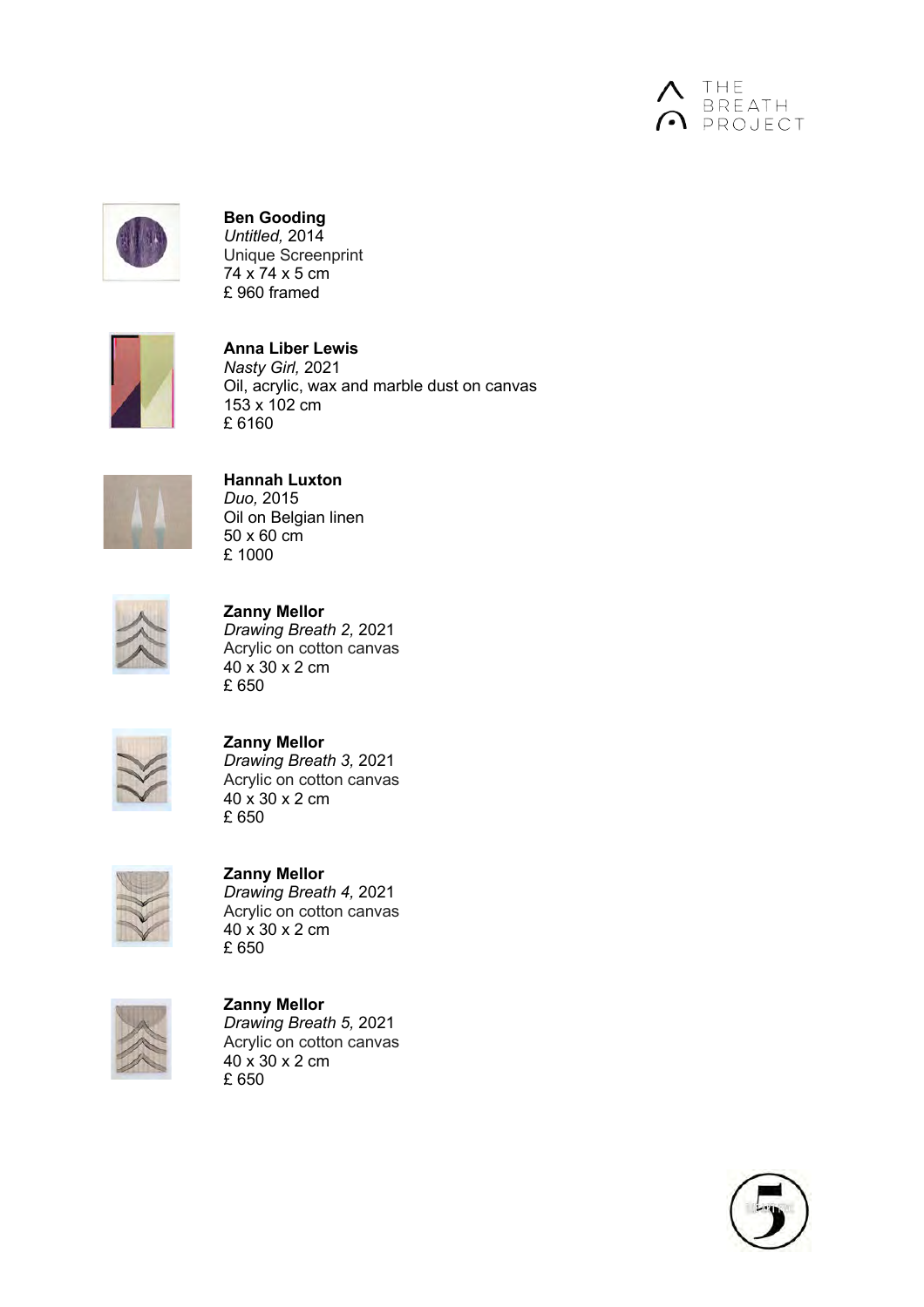**Ben Gooding**
*Untitled,* 2014
Unique Screenprint
74 x 74 x 5 cm
£ 960 framed

**Anna Liber Lewis**
*Nasty Girl,* 2021
Oil, acrylic, wax and marble dust on canvas
153 x 102 cm
£ 6160

**Hannah Luxton**
*Duo,* 2015
Oil on Belgian linen
50 x 60 cm
£ 1000

**Zanny Mellor**
*Drawing Breath 2,* 2021
Acrylic on cotton canvas
40 x 30 x 2 cm
£ 650

**Zanny Mellor**
*Drawing Breath 3,* 2021
Acrylic on cotton canvas
40 x 30 x 2 cm
£ 650

**Zanny Mellor**
*Drawing Breath 4,* 2021
Acrylic on cotton canvas
40 x 30 x 2 cm
£ 650

**Zanny Mellor**
*Drawing Breath 5,* 2021
Acrylic on cotton canvas
40 x 30 x 2 cm
£ 650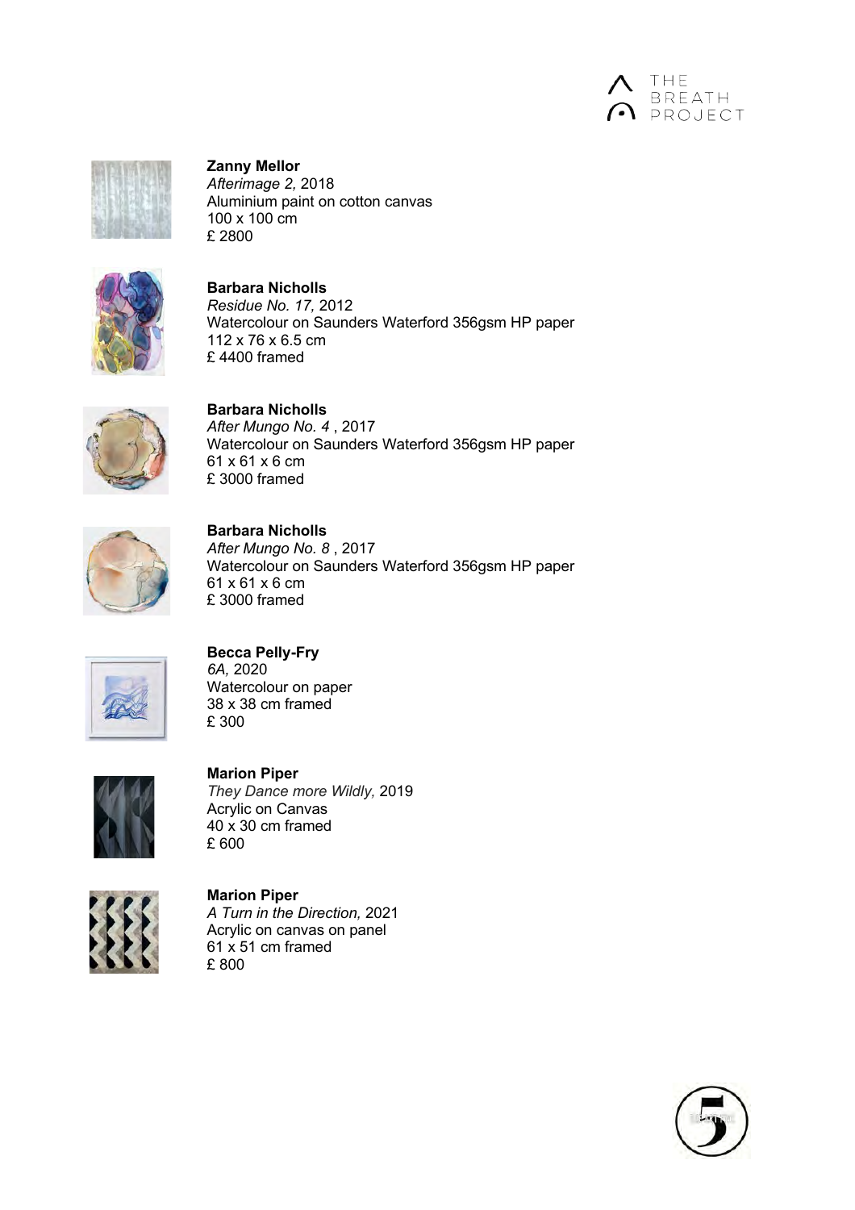**Zanny Mellor**
*Afterimage 2,* 2018
Aluminium paint on cotton canvas
100 x 100 cm
£ 2800

**Barbara Nicholls**
*Residue No. 17,* 2012
Watercolour on Saunders Waterford 356gsm HP paper
112 x 76 x 6.5 cm
£ 4400 framed

**Barbara Nicholls**
*After Mungo No. 4* , 2017
Watercolour on Saunders Waterford 356gsm HP paper
61 x 61 x 6 cm
£ 3000 framed

**Barbara Nicholls**
*After Mungo No. 8* , 2017
Watercolour on Saunders Waterford 356gsm HP paper
61 x 61 x 6 cm
£ 3000 framed

**Becca Pelly-Fry**
*6A,* 2020
Watercolour on paper
38 x 38 cm framed
£ 300

**Marion Piper**
*They Dance more Wildly,* 2019
Acrylic on Canvas
40 x 30 cm framed
£ 600

**Marion Piper**
*A Turn in the Direction,* 2021
Acrylic on canvas on panel
61 x 51 cm framed
£ 800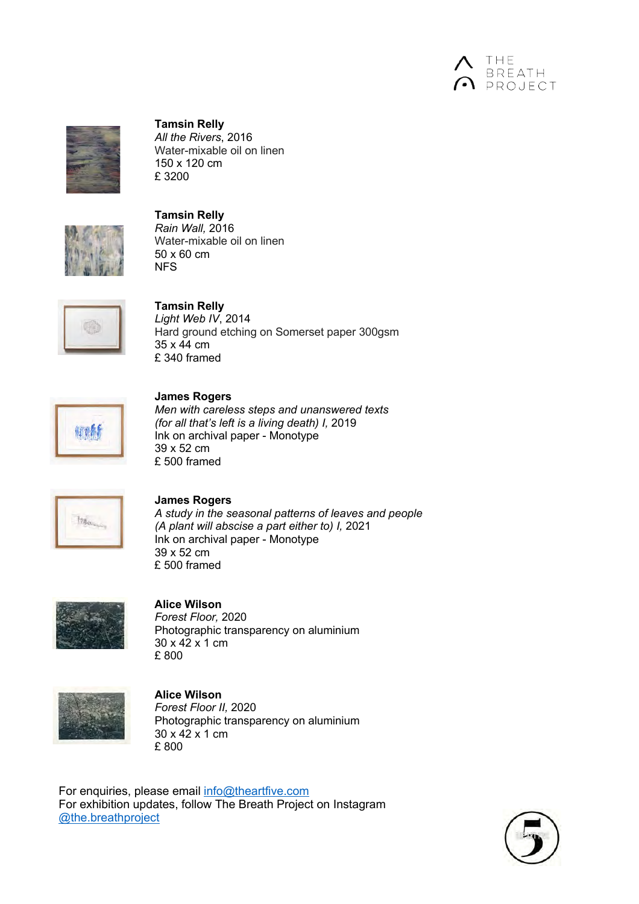**Tamsin Relly**
*All the Rivers*, 2016
Water-mixable oil on linen
150 x 120 cm
£ 3200

**Tamsin Relly**
*Rain Wall,* 2016
Water-mixable oil on linen
50 x 60 cm
NFS

**Tamsin Relly**
*Light Web IV*, 2014
Hard ground etching on Somerset paper 300gsm
35 x 44 cm
£ 340 framed

**James Rogers**
*Men with careless steps and unanswered texts (for all that's left is a living death) I,* 2019
Ink on archival paper - Monotype
39 x 52 cm
£ 500 framed

**James Rogers**
*A study in the seasonal patterns of leaves and people (A plant will abscise a part either to) I,* 2021
Ink on archival paper - Monotype
39 x 52 cm
£ 500 framed

**Alice Wilson**
*Forest Floor,* 2020
Photographic transparency on aluminium
30 x 42 x 1 cm
£ 800

**Alice Wilson**
*Forest Floor II,* 2020
Photographic transparency on aluminium
30 x 42 x 1 cm
£ 800

For enquiries, please email [info@theartfive.com](mailto:info@theartfive.com)
For exhibition updates, follow The Breath Project on Instagram
[@the.breathproject](https://www.instagram.com/the.breathproject)